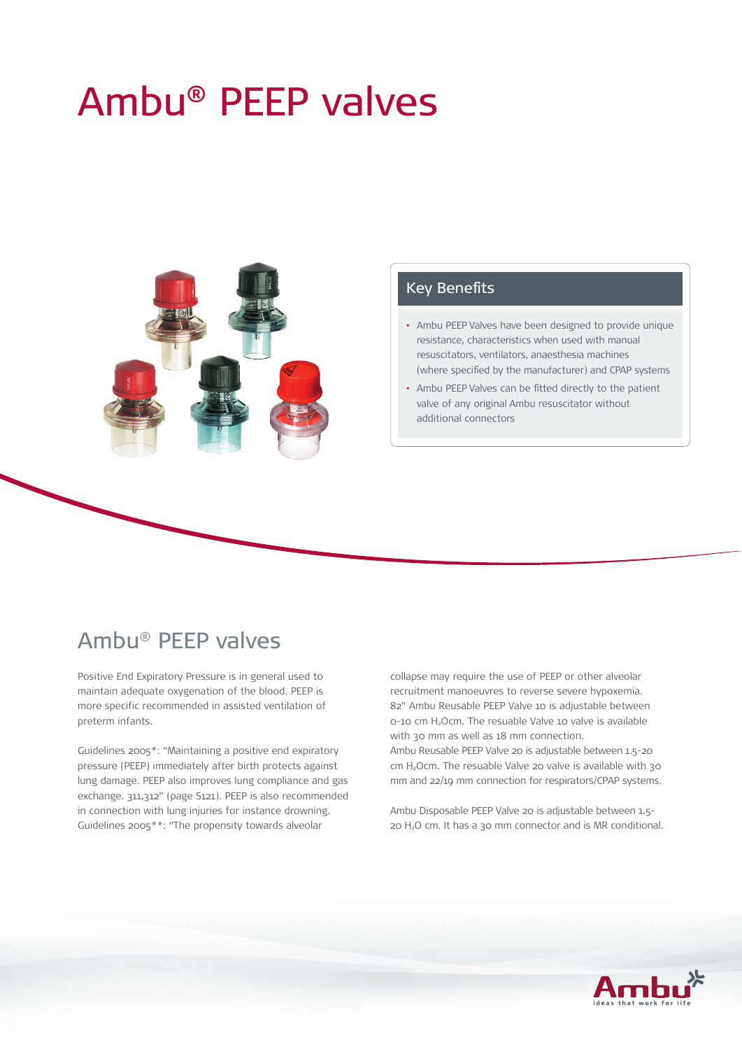# Ambu® PEEP valves

## Key Benefits

- Ambu PEEP Valves have been designed to provide unique resistance, characteristics when used with manual resuscitators, ventilators, anaesthesia machines (where specified by the manufacturer) and CPAP systems
- Ambu PEEP Valves can be fitted directly to the patient valve of any original Ambu resuscitator without additional connectors

## Ambu® PEEP valves

Positive End Expiratory Pressure is in general used to maintain adequate oxygenation of the blood. PEEP is more specific recommended in assisted ventilation of preterm infants.

Guidelines 2005*: "Maintaining a positive end expiratory pressure (PEEP) immediately after birth protects against lung damage. PEEP also improves lung compliance and gas exchange. 311,312" (page S121). PEEP is also recommended in connection with lung injuries for instance drowning. Guidelines 2005**: "The propensity towards alveolar collapse may require the use of PEEP or other alveolar recruitment manoeuvres to reverse severe hypoxemia. 82" Ambu Reusable PEEP Valve 10 is adjustable between 0-10 cm $H_2O$cm. The resuable Valve 10 valve is available with 30 mm as well as 18 mm connection.
Ambu Reusable PEEP Valve 20 is adjustable between 1.5-20 cm $H_2O$cm. The resuable Valve 20 valve is available with 30 mm and 22/19 mm connection for respirators/CPAP systems.

Ambu Disposable PEEP Valve 20 is adjustable between 1.5-20 $H_2O$ cm. It has a 30 mm connector and is MR conditional.

Ambu
Ideas that work for life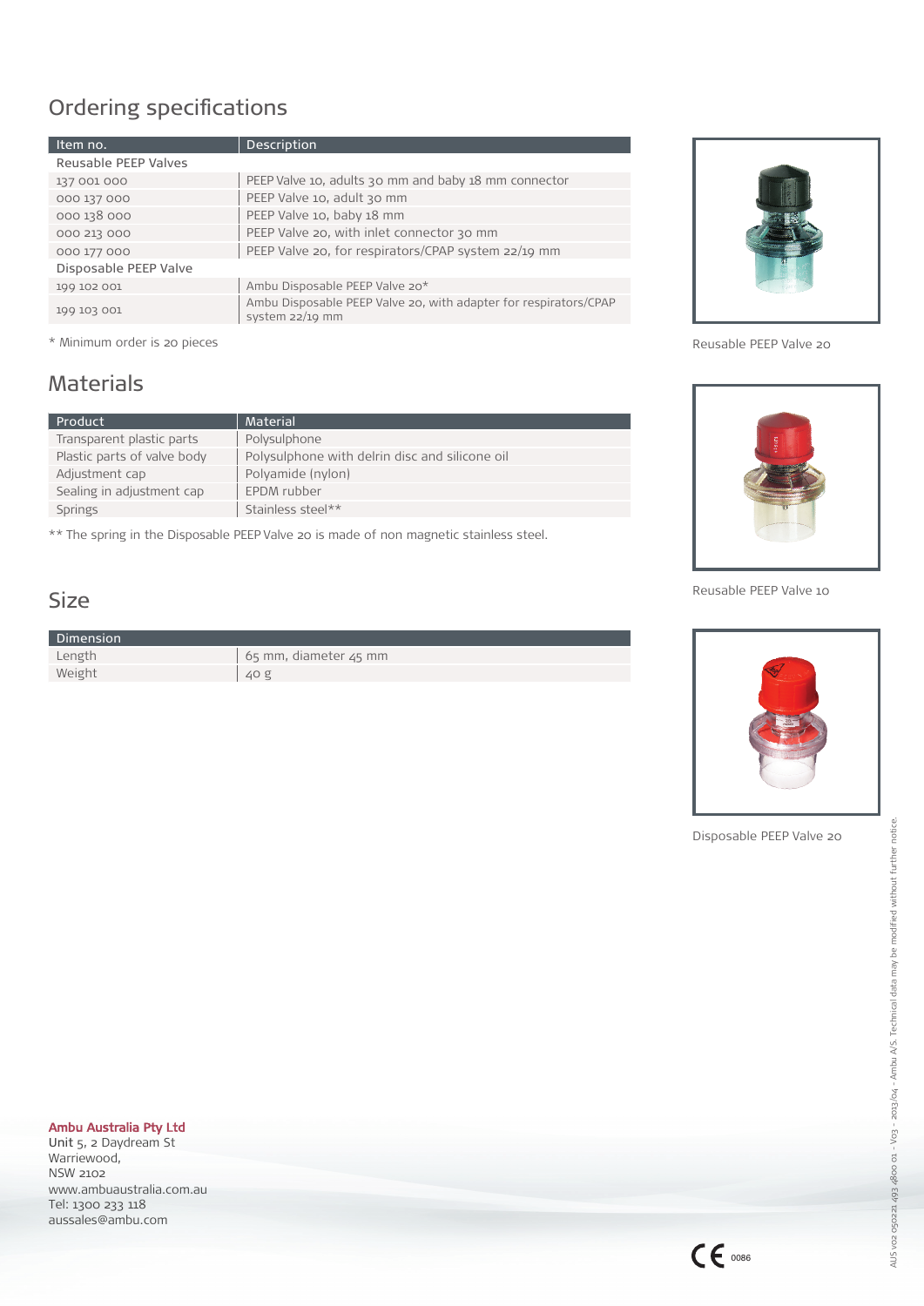## Ordering specifications

| Item no. | Description |
|---|---|
| **Reusable PEEP Valves** | |
| 137 001 000 | PEEP Valve 10, adults 30 mm and baby 18 mm connector |
| 000 137 000 | PEEP Valve 10, adult 30 mm |
| 000 138 000 | PEEP Valve 10, baby 18 mm |
| 000 213 000 | PEEP Valve 20, with inlet connector 30 mm |
| 000 177 000 | PEEP Valve 20, for respirators/CPAP system 22/19 mm |
| **Disposable PEEP Valve** | |
| 199 102 001 | Ambu Disposable PEEP Valve 20* |
| 199 103 001 | Ambu Disposable PEEP Valve 20, with adapter for respirators/CPAP system 22/19 mm |

* Minimum order is 20 pieces

## Materials

| Product | Material |
|---|---|
| Transparent plastic parts | Polysulphone |
| Plastic parts of valve body | Polysulphone with delrin disc and silicone oil |
| Adjustment cap | Polyamide (nylon) |
| Sealing in adjustment cap | EPDM rubber |
| Springs | Stainless steel** |

** The spring in the Disposable PEEP Valve 20 is made of non magnetic stainless steel.

## Size

| Dimension | |
|---|---|
| Length | 65 mm, diameter 45 mm |
| Weight | 40 g |

Reusable PEEP Valve 20

Reusable PEEP Valve 10

Disposable PEEP Valve 20

**Ambu Australia Pty Ltd**
Unit 5, 2 Daydream St
Warriewood,
NSW 2102
www.ambuaustralia.com.au
Tel: 1300 233 118
aussales@ambu.com

AUS v02 050221 493 4800 01 - V03 - 2013/04 - Ambu A/S. Technical data may be modified without further notice.

CE 0086